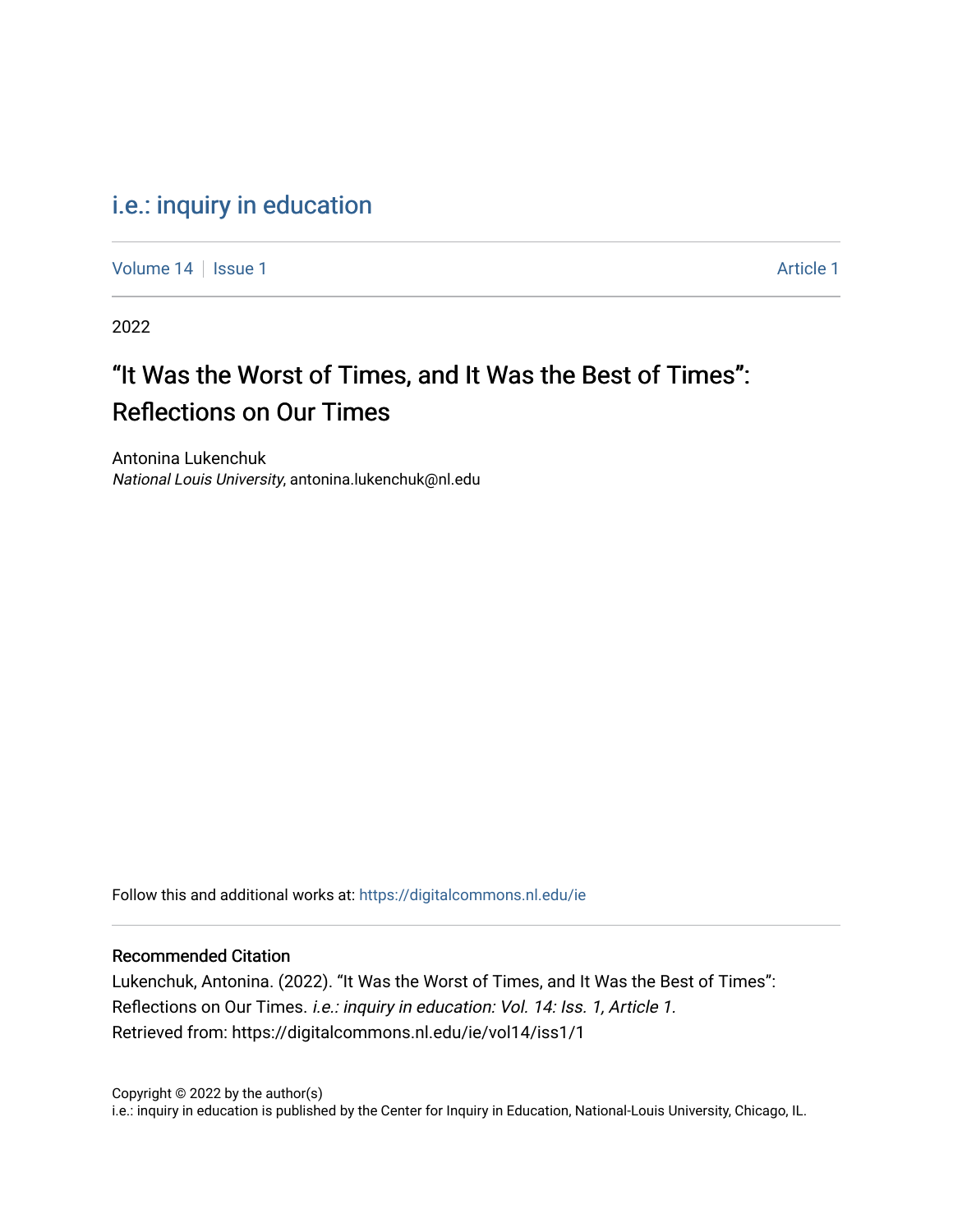i.e.: inquiry in education

Volume 14 | Issue 1 | Article 1

2022

# "It Was the Worst of Times, and It Was the Best of Times": Reflections on Our Times

Antonina Lukenchuk
*National Louis University*, antonina.lukenchuk@nl.edu

Follow this and additional works at: https://digitalcommons.nl.edu/ie

## Recommended Citation

Lukenchuk, Antonina. (2022). "It Was the Worst of Times, and It Was the Best of Times": Reflections on Our Times. *i.e.: inquiry in education: Vol. 14: Iss. 1, Article 1.*
Retrieved from: https://digitalcommons.nl.edu/ie/vol14/iss1/1

Copyright © 2022 by the author(s)
i.e.: inquiry in education is published by the Center for Inquiry in Education, National-Louis University, Chicago, IL.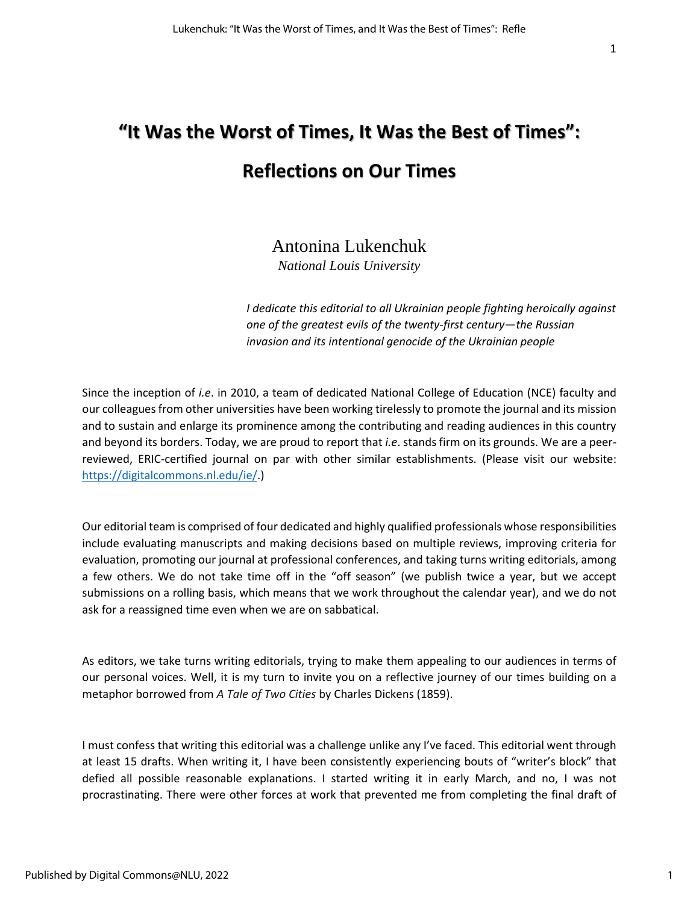# "It Was the Worst of Times, It Was the Best of Times": Reflections on Our Times

Antonina Lukenchuk
*National Louis University*

*I dedicate this editorial to all Ukrainian people fighting heroically against one of the greatest evils of the twenty-first century—the Russian invasion and its intentional genocide of the Ukrainian people*

Since the inception of *i.e.* in 2010, a team of dedicated National College of Education (NCE) faculty and our colleagues from other universities have been working tirelessly to promote the journal and its mission and to sustain and enlarge its prominence among the contributing and reading audiences in this country and beyond its borders. Today, we are proud to report that *i.e.* stands firm on its grounds. We are a peer-reviewed, ERIC-certified journal on par with other similar establishments. (Please visit our website: https://digitalcommons.nl.edu/ie/.)

Our editorial team is comprised of four dedicated and highly qualified professionals whose responsibilities include evaluating manuscripts and making decisions based on multiple reviews, improving criteria for evaluation, promoting our journal at professional conferences, and taking turns writing editorials, among a few others. We do not take time off in the "off season" (we publish twice a year, but we accept submissions on a rolling basis, which means that we work throughout the calendar year), and we do not ask for a reassigned time even when we are on sabbatical.

As editors, we take turns writing editorials, trying to make them appealing to our audiences in terms of our personal voices. Well, it is my turn to invite you on a reflective journey of our times building on a metaphor borrowed from *A Tale of Two Cities* by Charles Dickens (1859).

I must confess that writing this editorial was a challenge unlike any I've faced. This editorial went through at least 15 drafts. When writing it, I have been consistently experiencing bouts of "writer's block" that defied all possible reasonable explanations. I started writing it in early March, and no, I was not procrastinating. There were other forces at work that prevented me from completing the final draft of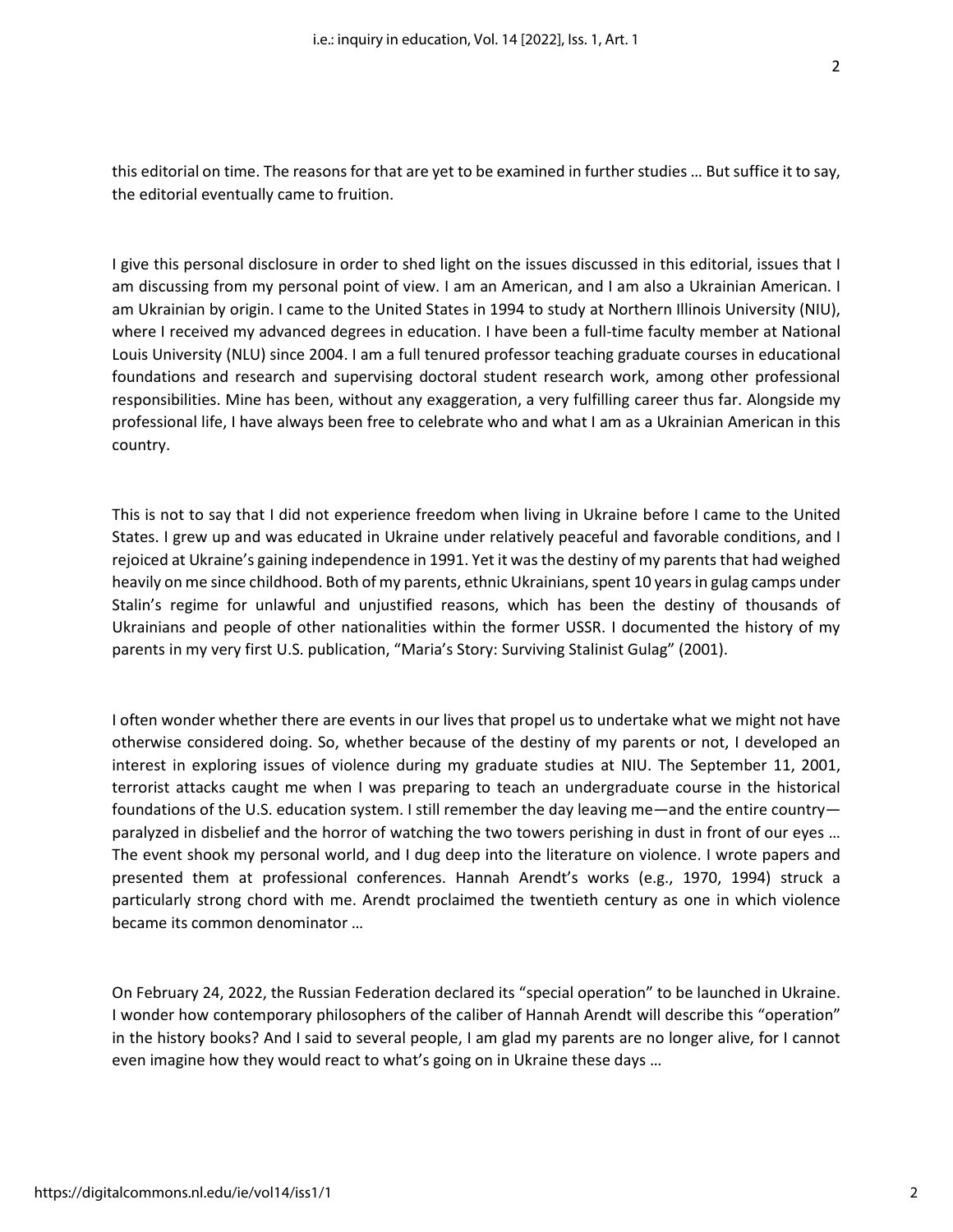this editorial on time. The reasons for that are yet to be examined in further studies … But suffice it to say, the editorial eventually came to fruition.

I give this personal disclosure in order to shed light on the issues discussed in this editorial, issues that I am discussing from my personal point of view. I am an American, and I am also a Ukrainian American. I am Ukrainian by origin. I came to the United States in 1994 to study at Northern Illinois University (NIU), where I received my advanced degrees in education. I have been a full-time faculty member at National Louis University (NLU) since 2004. I am a full tenured professor teaching graduate courses in educational foundations and research and supervising doctoral student research work, among other professional responsibilities. Mine has been, without any exaggeration, a very fulfilling career thus far. Alongside my professional life, I have always been free to celebrate who and what I am as a Ukrainian American in this country.

This is not to say that I did not experience freedom when living in Ukraine before I came to the United States. I grew up and was educated in Ukraine under relatively peaceful and favorable conditions, and I rejoiced at Ukraine's gaining independence in 1991. Yet it was the destiny of my parents that had weighed heavily on me since childhood. Both of my parents, ethnic Ukrainians, spent 10 years in gulag camps under Stalin's regime for unlawful and unjustified reasons, which has been the destiny of thousands of Ukrainians and people of other nationalities within the former USSR. I documented the history of my parents in my very first U.S. publication, "Maria's Story: Surviving Stalinist Gulag" (2001).

I often wonder whether there are events in our lives that propel us to undertake what we might not have otherwise considered doing. So, whether because of the destiny of my parents or not, I developed an interest in exploring issues of violence during my graduate studies at NIU. The September 11, 2001, terrorist attacks caught me when I was preparing to teach an undergraduate course in the historical foundations of the U.S. education system. I still remember the day leaving me—and the entire country—paralyzed in disbelief and the horror of watching the two towers perishing in dust in front of our eyes … The event shook my personal world, and I dug deep into the literature on violence. I wrote papers and presented them at professional conferences. Hannah Arendt's works (e.g., 1970, 1994) struck a particularly strong chord with me. Arendt proclaimed the twentieth century as one in which violence became its common denominator …

On February 24, 2022, the Russian Federation declared its "special operation" to be launched in Ukraine. I wonder how contemporary philosophers of the caliber of Hannah Arendt will describe this "operation" in the history books? And I said to several people, I am glad my parents are no longer alive, for I cannot even imagine how they would react to what's going on in Ukraine these days …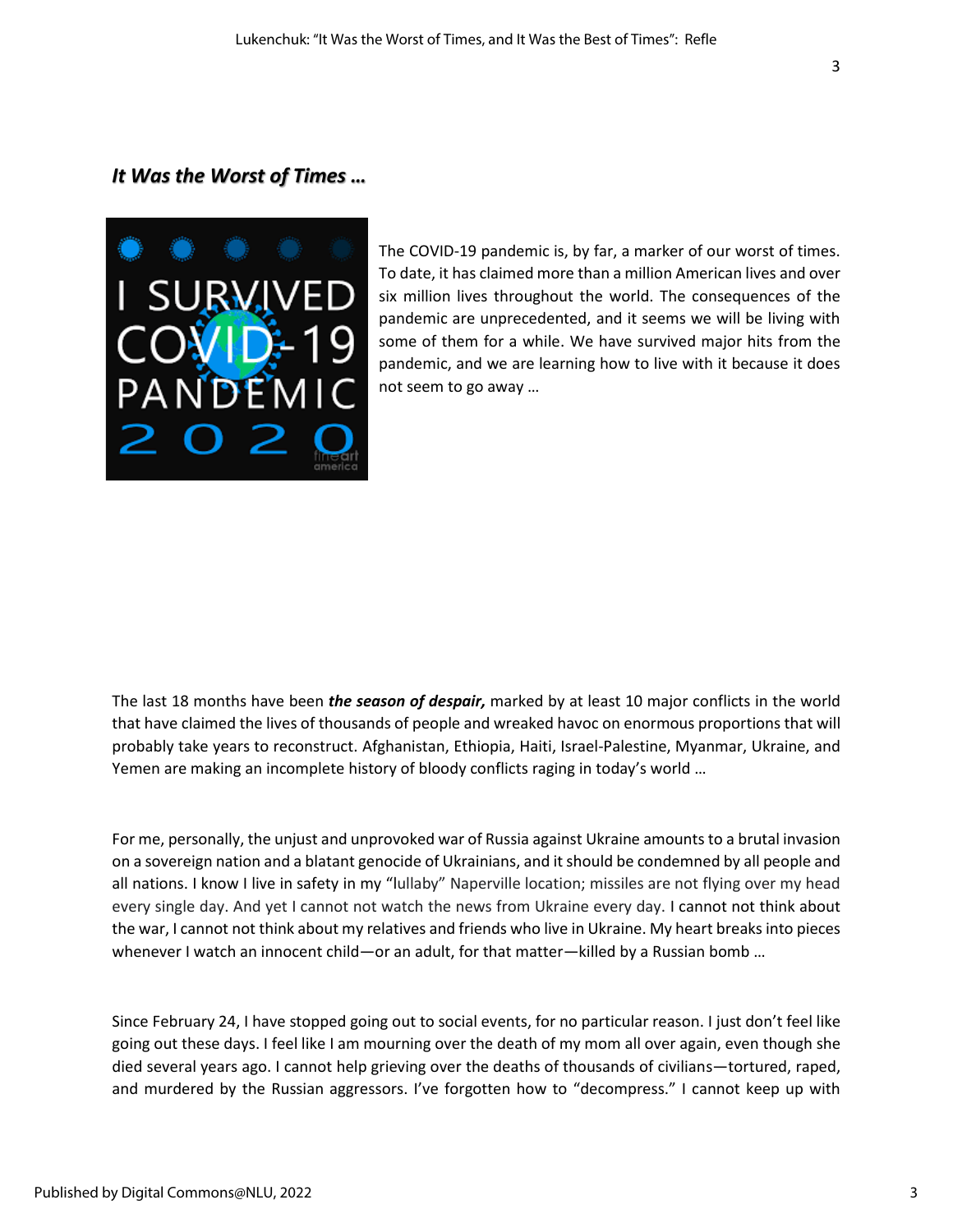## *It Was the Worst of Times …*

The COVID-19 pandemic is, by far, a marker of our worst of times. To date, it has claimed more than a million American lives and over six million lives throughout the world. The consequences of the pandemic are unprecedented, and it seems we will be living with some of them for a while. We have survived major hits from the pandemic, and we are learning how to live with it because it does not seem to go away …

The last 18 months have been ***the season of despair,*** marked by at least 10 major conflicts in the world that have claimed the lives of thousands of people and wreaked havoc on enormous proportions that will probably take years to reconstruct. Afghanistan, Ethiopia, Haiti, Israel-Palestine, Myanmar, Ukraine, and Yemen are making an incomplete history of bloody conflicts raging in today's world …

For me, personally, the unjust and unprovoked war of Russia against Ukraine amounts to a brutal invasion on a sovereign nation and a blatant genocide of Ukrainians, and it should be condemned by all people and all nations. I know I live in safety in my "lullaby" Naperville location; missiles are not flying over my head every single day. And yet I cannot not watch the news from Ukraine every day. I cannot not think about the war, I cannot not think about my relatives and friends who live in Ukraine. My heart breaks into pieces whenever I watch an innocent child—or an adult, for that matter—killed by a Russian bomb …

Since February 24, I have stopped going out to social events, for no particular reason. I just don't feel like going out these days. I feel like I am mourning over the death of my mom all over again, even though she died several years ago. I cannot help grieving over the deaths of thousands of civilians—tortured, raped, and murdered by the Russian aggressors. I've forgotten how to "decompress." I cannot keep up with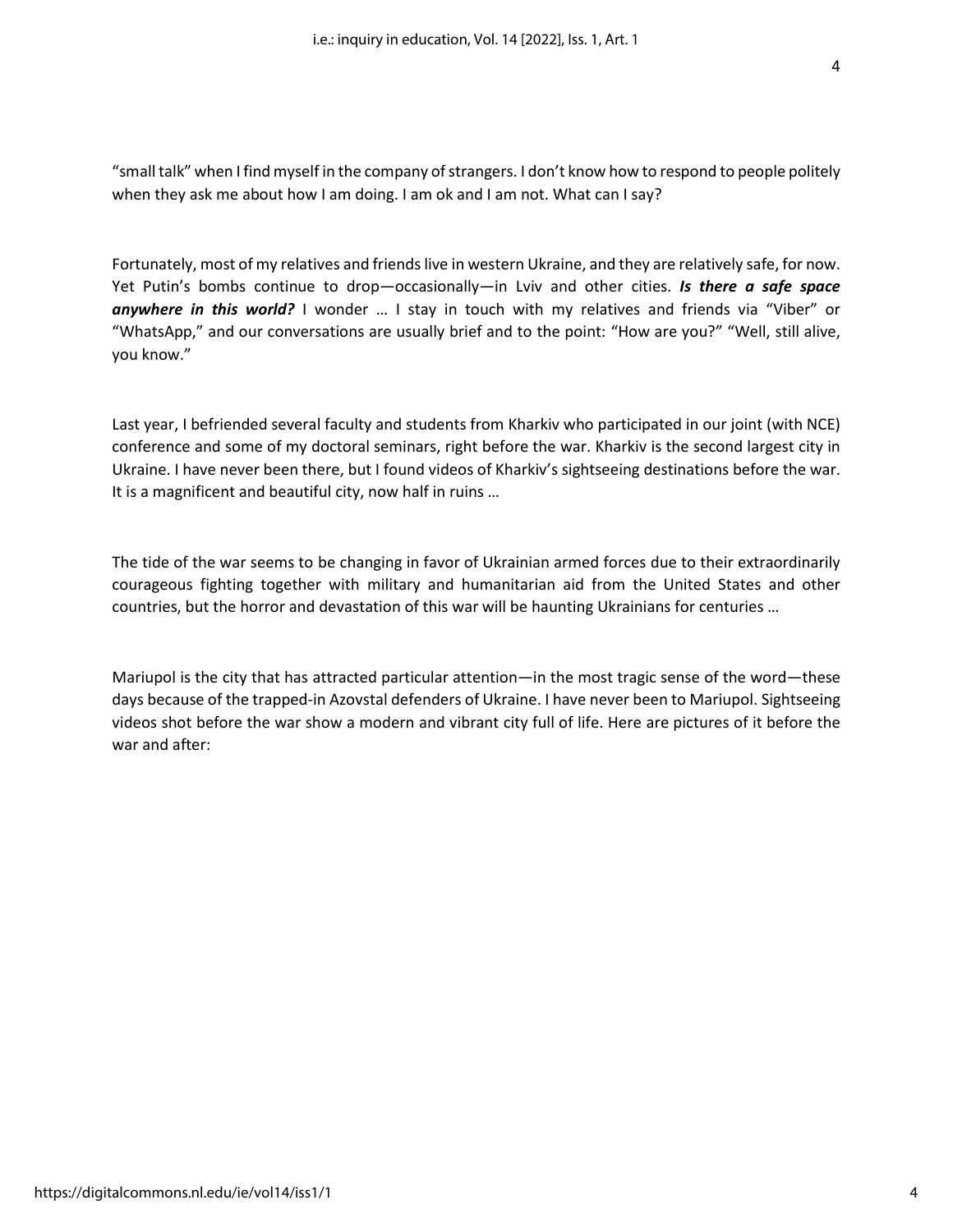"small talk" when I find myself in the company of strangers. I don't know how to respond to people politely when they ask me about how I am doing. I am ok and I am not. What can I say?

Fortunately, most of my relatives and friends live in western Ukraine, and they are relatively safe, for now. Yet Putin's bombs continue to drop—occasionally—in Lviv and other cities. ***Is there a safe space anywhere in this world?*** I wonder … I stay in touch with my relatives and friends via "Viber" or "WhatsApp," and our conversations are usually brief and to the point: "How are you?" "Well, still alive, you know."

Last year, I befriended several faculty and students from Kharkiv who participated in our joint (with NCE) conference and some of my doctoral seminars, right before the war. Kharkiv is the second largest city in Ukraine. I have never been there, but I found videos of Kharkiv's sightseeing destinations before the war. It is a magnificent and beautiful city, now half in ruins …

The tide of the war seems to be changing in favor of Ukrainian armed forces due to their extraordinarily courageous fighting together with military and humanitarian aid from the United States and other countries, but the horror and devastation of this war will be haunting Ukrainians for centuries …

Mariupol is the city that has attracted particular attention—in the most tragic sense of the word—these days because of the trapped-in Azovstal defenders of Ukraine. I have never been to Mariupol. Sightseeing videos shot before the war show a modern and vibrant city full of life. Here are pictures of it before the war and after: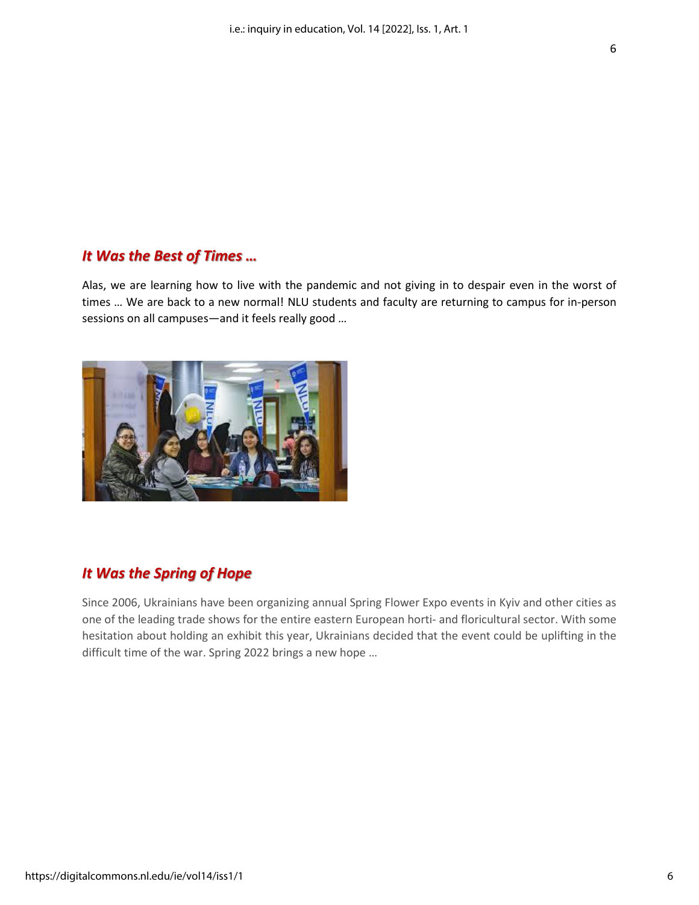## *It Was the Best of Times …*

Alas, we are learning how to live with the pandemic and not giving in to despair even in the worst of times … We are back to a new normal! NLU students and faculty are returning to campus for in-person sessions on all campuses—and it feels really good …

## *It Was the Spring of Hope*

Since 2006, Ukrainians have been organizing annual Spring Flower Expo events in Kyiv and other cities as one of the leading trade shows for the entire eastern European horti- and floricultural sector. With some hesitation about holding an exhibit this year, Ukrainians decided that the event could be uplifting in the difficult time of the war. Spring 2022 brings a new hope …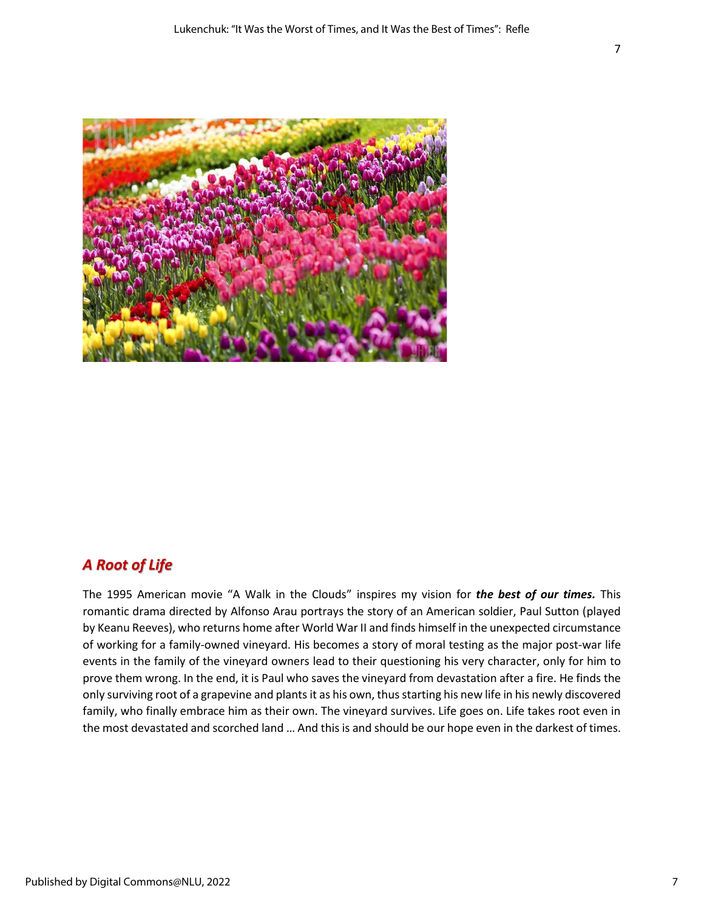## *A Root of Life*

The 1995 American movie "A Walk in the Clouds" inspires my vision for ***the best of our times.*** This romantic drama directed by Alfonso Arau portrays the story of an American soldier, Paul Sutton (played by Keanu Reeves), who returns home after World War II and finds himself in the unexpected circumstance of working for a family-owned vineyard. His becomes a story of moral testing as the major post-war life events in the family of the vineyard owners lead to their questioning his very character, only for him to prove them wrong. In the end, it is Paul who saves the vineyard from devastation after a fire. He finds the only surviving root of a grapevine and plants it as his own, thus starting his new life in his newly discovered family, who finally embrace him as their own. The vineyard survives. Life goes on. Life takes root even in the most devastated and scorched land … And this is and should be our hope even in the darkest of times.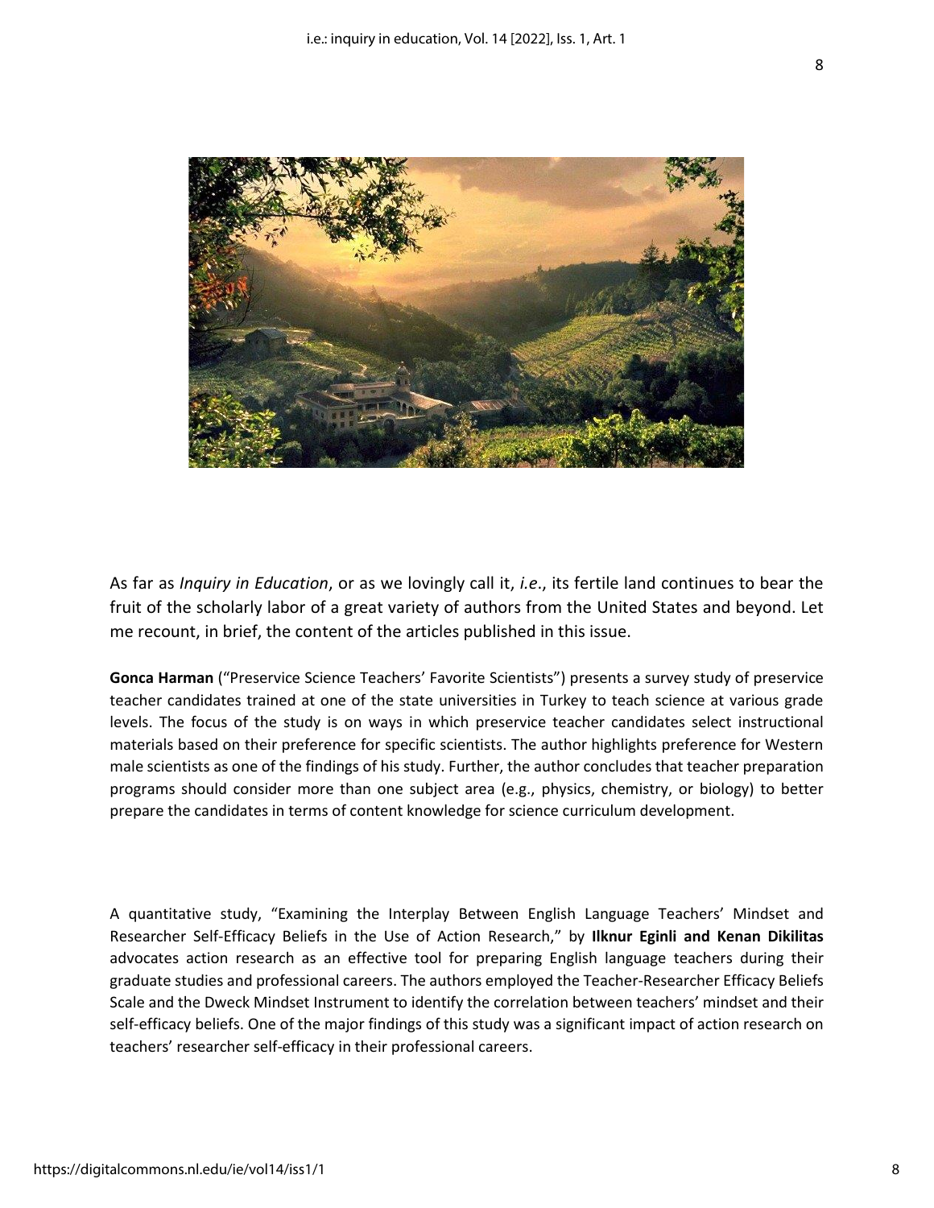As far as *Inquiry in Education*, or as we lovingly call it, *i.e*., its fertile land continues to bear the fruit of the scholarly labor of a great variety of authors from the United States and beyond. Let me recount, in brief, the content of the articles published in this issue.

**Gonca Harman** ("Preservice Science Teachers' Favorite Scientists") presents a survey study of preservice teacher candidates trained at one of the state universities in Turkey to teach science at various grade levels. The focus of the study is on ways in which preservice teacher candidates select instructional materials based on their preference for specific scientists. The author highlights preference for Western male scientists as one of the findings of his study. Further, the author concludes that teacher preparation programs should consider more than one subject area (e.g., physics, chemistry, or biology) to better prepare the candidates in terms of content knowledge for science curriculum development.

A quantitative study, "Examining the Interplay Between English Language Teachers' Mindset and Researcher Self-Efficacy Beliefs in the Use of Action Research," by **Ilknur Eginli and Kenan Dikilitas** advocates action research as an effective tool for preparing English language teachers during their graduate studies and professional careers. The authors employed the Teacher-Researcher Efficacy Beliefs Scale and the Dweck Mindset Instrument to identify the correlation between teachers' mindset and their self-efficacy beliefs. One of the major findings of this study was a significant impact of action research on teachers' researcher self-efficacy in their professional careers.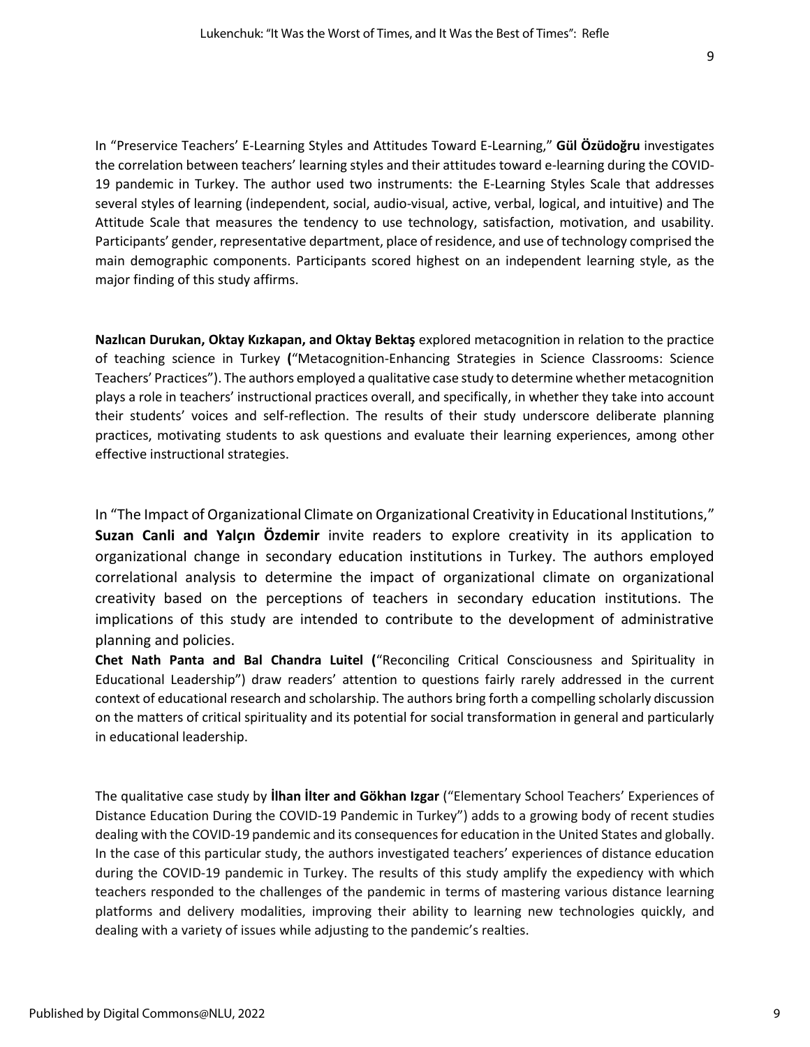In "Preservice Teachers' E-Learning Styles and Attitudes Toward E-Learning," **Gül Özüdoğru** investigates the correlation between teachers' learning styles and their attitudes toward e-learning during the COVID-19 pandemic in Turkey. The author used two instruments: the E-Learning Styles Scale that addresses several styles of learning (independent, social, audio-visual, active, verbal, logical, and intuitive) and The Attitude Scale that measures the tendency to use technology, satisfaction, motivation, and usability. Participants' gender, representative department, place of residence, and use of technology comprised the main demographic components. Participants scored highest on an independent learning style, as the major finding of this study affirms.

**Nazlıcan Durukan, Oktay Kızkapan, and Oktay Bektaş** explored metacognition in relation to the practice of teaching science in Turkey **(**"Metacognition-Enhancing Strategies in Science Classrooms: Science Teachers' Practices"). The authors employed a qualitative case study to determine whether metacognition plays a role in teachers' instructional practices overall, and specifically, in whether they take into account their students' voices and self-reflection. The results of their study underscore deliberate planning practices, motivating students to ask questions and evaluate their learning experiences, among other effective instructional strategies.

In "The Impact of Organizational Climate on Organizational Creativity in Educational Institutions," **Suzan Canli and Yalçın Özdemir** invite readers to explore creativity in its application to organizational change in secondary education institutions in Turkey. The authors employed correlational analysis to determine the impact of organizational climate on organizational creativity based on the perceptions of teachers in secondary education institutions. The implications of this study are intended to contribute to the development of administrative planning and policies.

**Chet Nath Panta and Bal Chandra Luitel (**"Reconciling Critical Consciousness and Spirituality in Educational Leadership") draw readers' attention to questions fairly rarely addressed in the current context of educational research and scholarship. The authors bring forth a compelling scholarly discussion on the matters of critical spirituality and its potential for social transformation in general and particularly in educational leadership.

The qualitative case study by **İlhan İlter and Gökhan Izgar** ("Elementary School Teachers' Experiences of Distance Education During the COVID-19 Pandemic in Turkey") adds to a growing body of recent studies dealing with the COVID-19 pandemic and its consequences for education in the United States and globally. In the case of this particular study, the authors investigated teachers' experiences of distance education during the COVID-19 pandemic in Turkey. The results of this study amplify the expediency with which teachers responded to the challenges of the pandemic in terms of mastering various distance learning platforms and delivery modalities, improving their ability to learning new technologies quickly, and dealing with a variety of issues while adjusting to the pandemic's realties.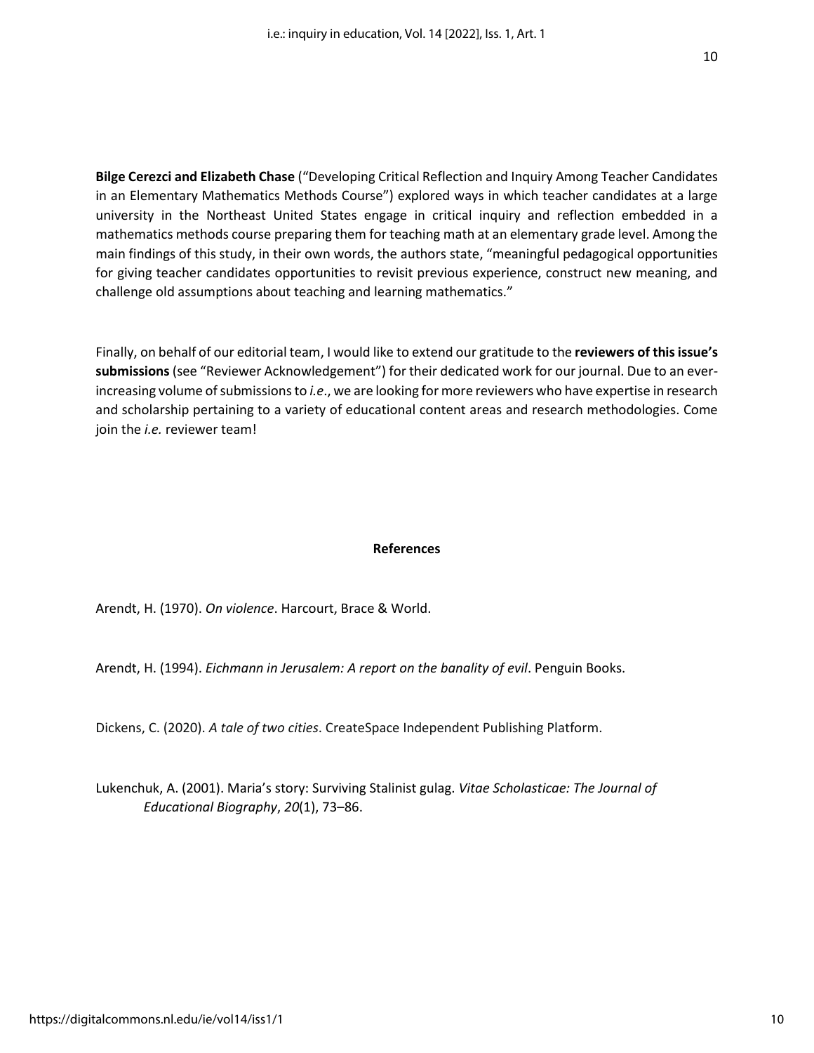**Bilge Cerezci and Elizabeth Chase** ("Developing Critical Reflection and Inquiry Among Teacher Candidates in an Elementary Mathematics Methods Course") explored ways in which teacher candidates at a large university in the Northeast United States engage in critical inquiry and reflection embedded in a mathematics methods course preparing them for teaching math at an elementary grade level. Among the main findings of this study, in their own words, the authors state, "meaningful pedagogical opportunities for giving teacher candidates opportunities to revisit previous experience, construct new meaning, and challenge old assumptions about teaching and learning mathematics."

Finally, on behalf of our editorial team, I would like to extend our gratitude to the **reviewers of this issue's submissions** (see "Reviewer Acknowledgement") for their dedicated work for our journal. Due to an ever-increasing volume of submissions to *i.e*., we are looking for more reviewers who have expertise in research and scholarship pertaining to a variety of educational content areas and research methodologies. Come join the *i.e.* reviewer team!

**References**

Arendt, H. (1970). *On violence*. Harcourt, Brace & World.

Arendt, H. (1994). *Eichmann in Jerusalem: A report on the banality of evil*. Penguin Books.

Dickens, C. (2020). *A tale of two cities*. CreateSpace Independent Publishing Platform.

Lukenchuk, A. (2001). Maria's story: Surviving Stalinist gulag. *Vitae Scholasticae: The Journal of Educational Biography*, *20*(1), 73–86.